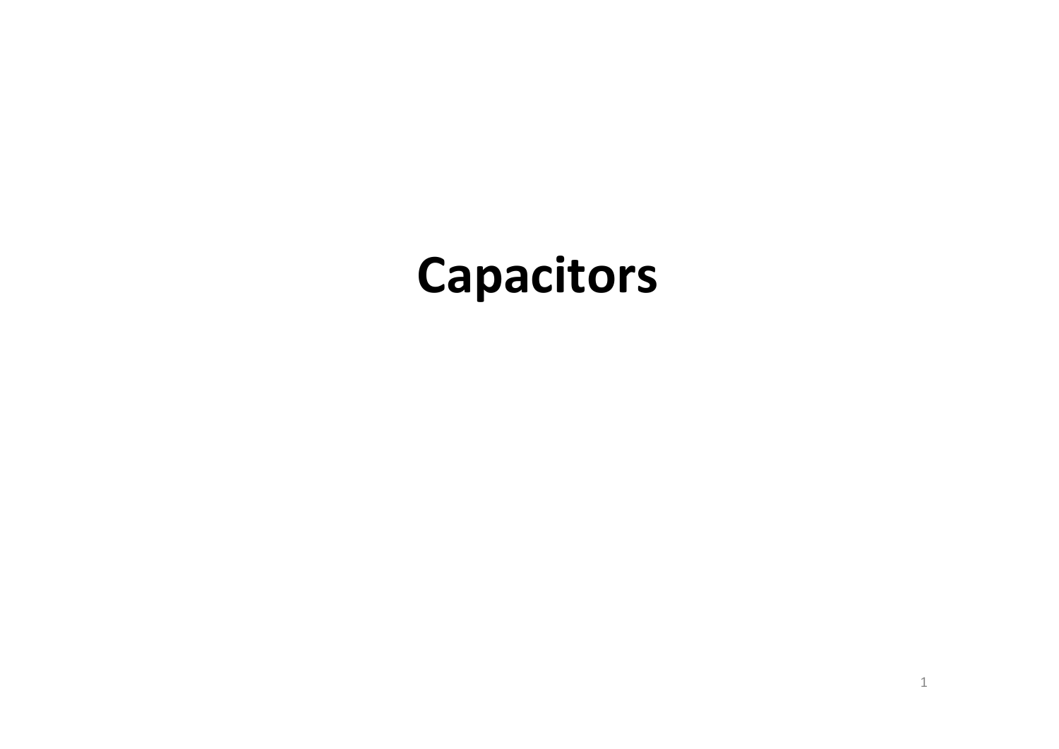# Capacitors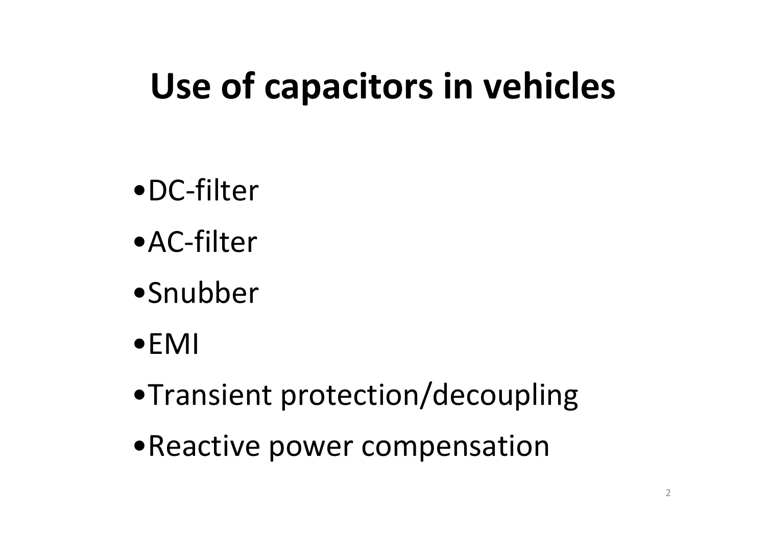# Use of capacitors in vehicles

- DC-filter
- AC-filter
- Snubber
- EMI
- Transient protection/decoupling
- Reactive power compensation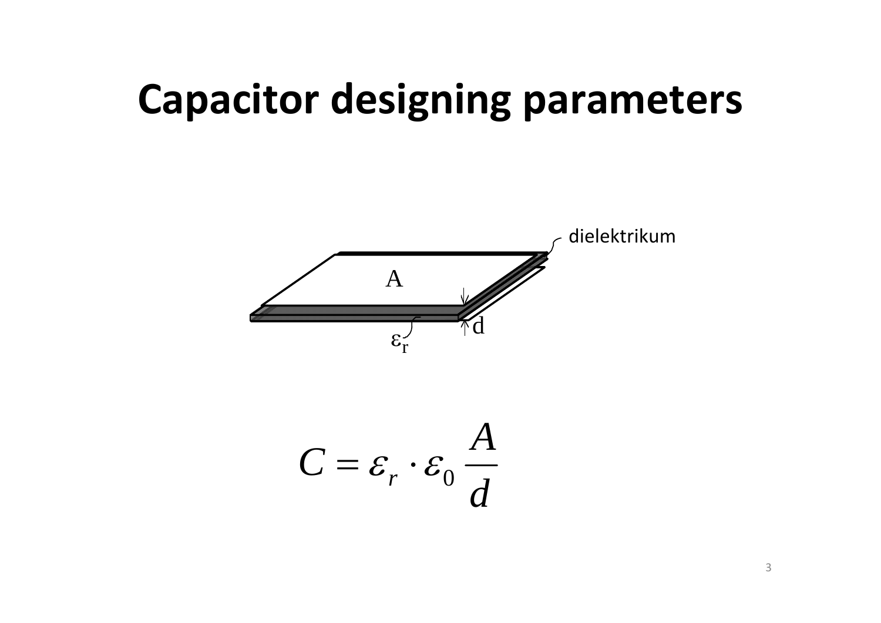# Capacitor designing parameters

dielektrikum

A

d

$\varepsilon_r$

$$C = \varepsilon_r \cdot \varepsilon_0 \frac{A}{d}$$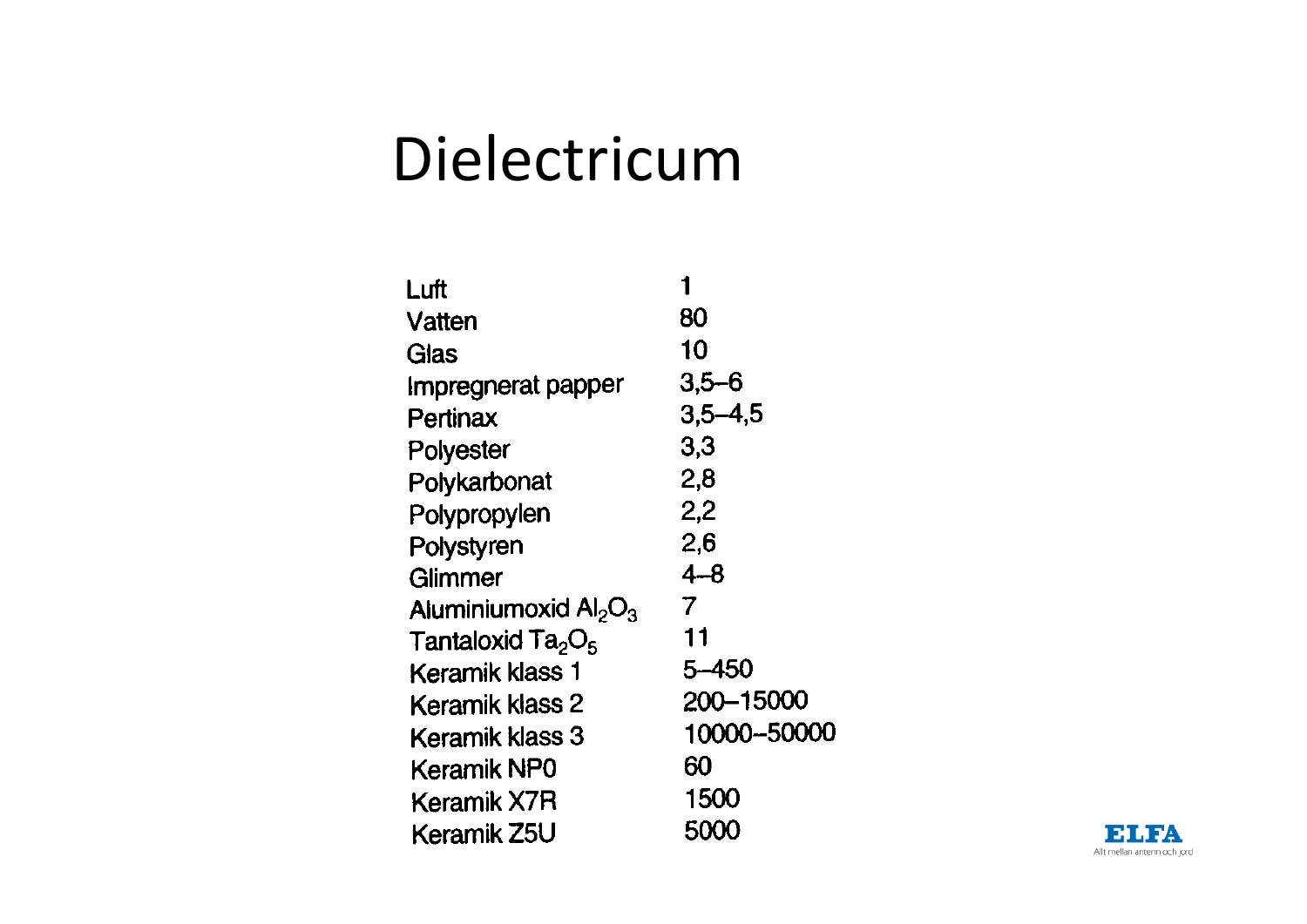# Dielectricum

| | |
|---|---|
| Luft | 1 |
| Vatten | 80 |
| Glas | 10 |
| Impregnerat papper | 3,5–6 |
| Pertinax | 3,5–4,5 |
| Polyester | 3,3 |
| Polykarbonat | 2,8 |
| Polypropylen | 2,2 |
| Polystyren | 2,6 |
| Glimmer | 4–8 |
| Aluminiumoxid $Al_2O_3$ | 7 |
| Tantaloxid $Ta_2O_5$ | 11 |
| Keramik klass 1 | 5–450 |
| Keramik klass 2 | 200–15000 |
| Keramik klass 3 | 10000–50000 |
| Keramik NP0 | 60 |
| Keramik X7R | 1500 |
| Keramik Z5U | 5000 |

ELFA
Allt mellan antenn och jord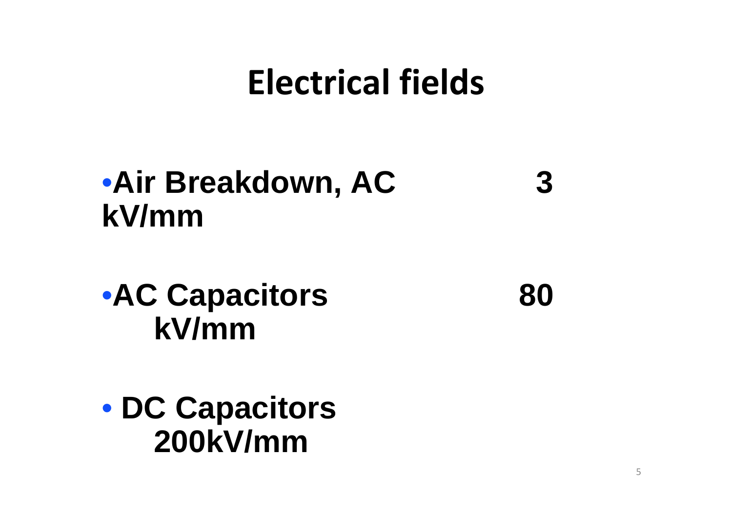# Electrical fields

- **Air Breakdown, AC 3 kV/mm**

- **AC Capacitors 80 kV/mm**

- **DC Capacitors 200kV/mm**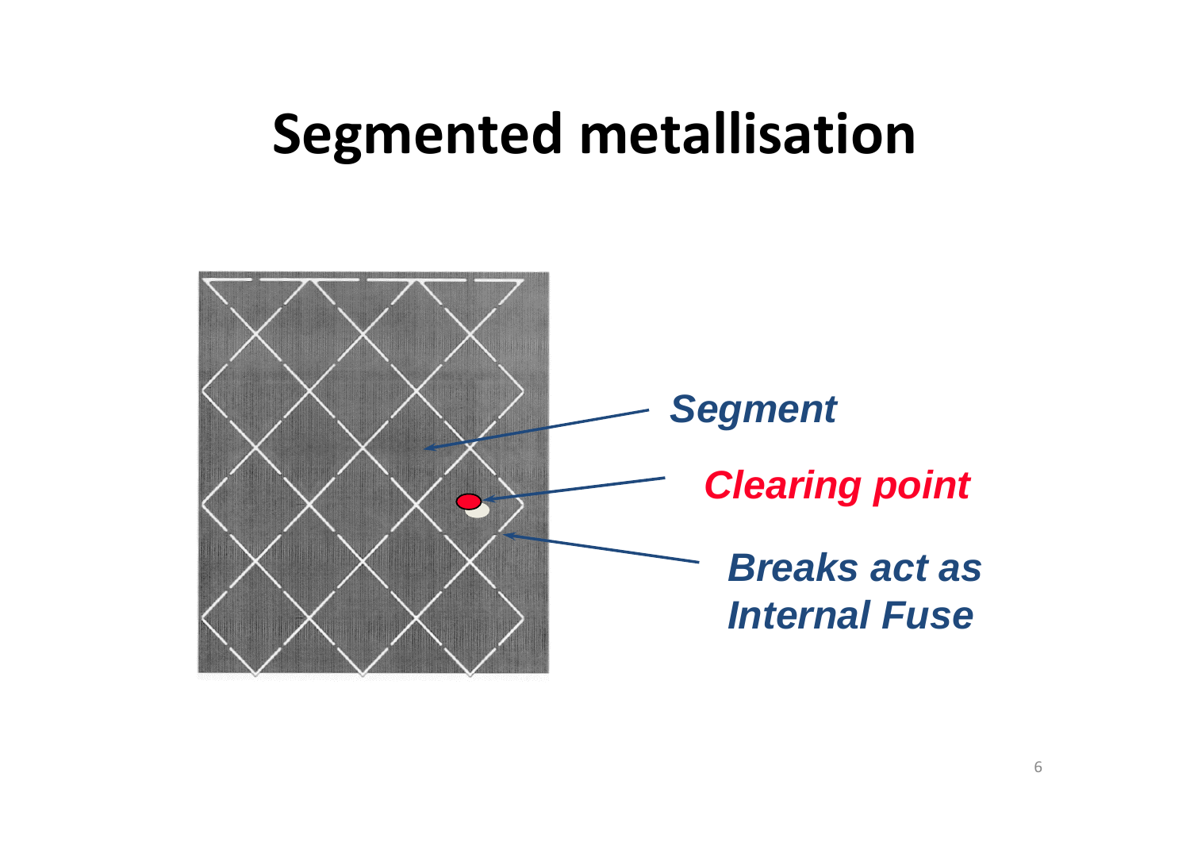# Segmented metallisation

*Segment*

*Clearing point*

*Breaks act as Internal Fuse*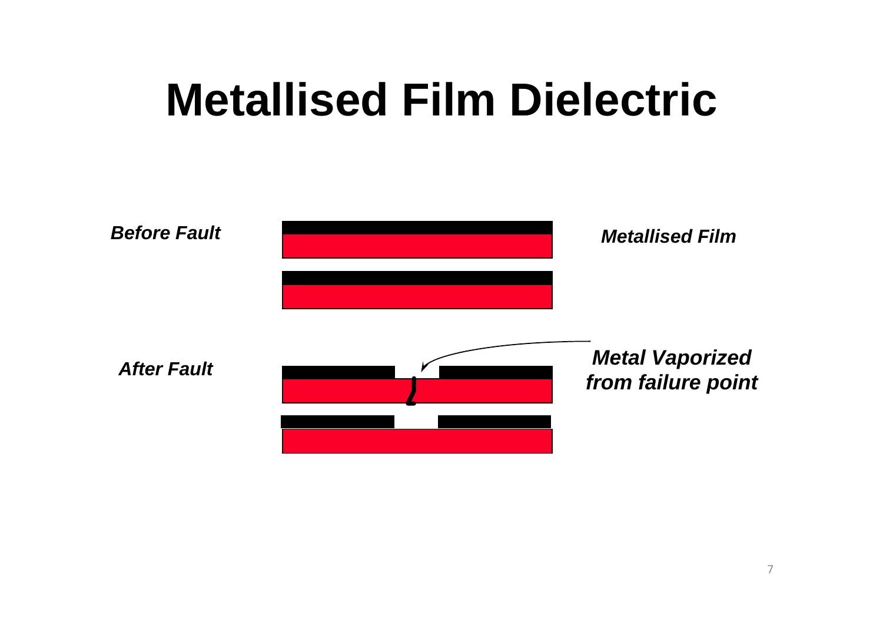# Metallised Film Dielectric

*Before Fault*

*Metallised Film*

*After Fault*

*Metal Vaporized from failure point*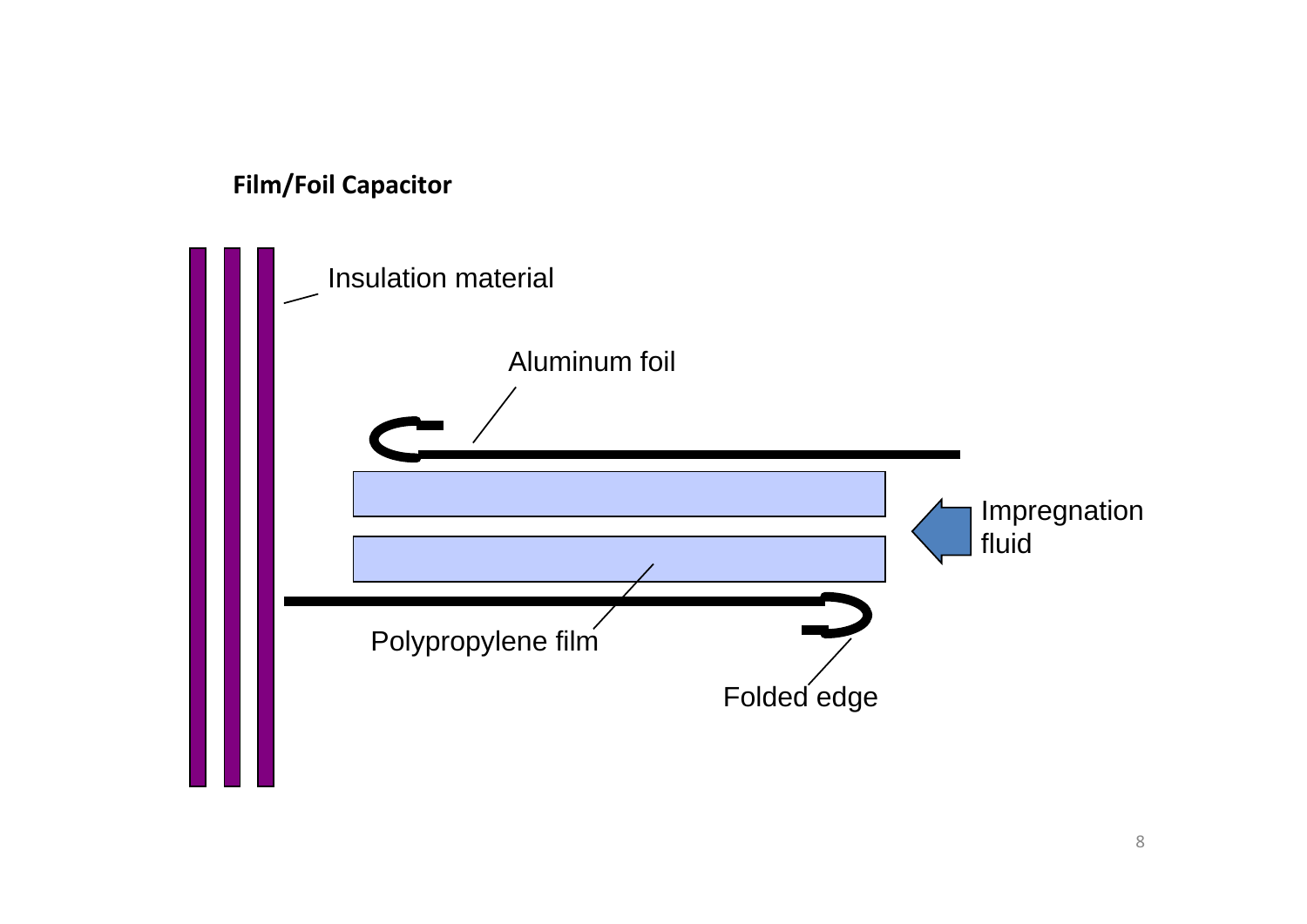**Film/Foil Capacitor**

Insulation material

Aluminum foil

Impregnation fluid

Polypropylene film

Folded edge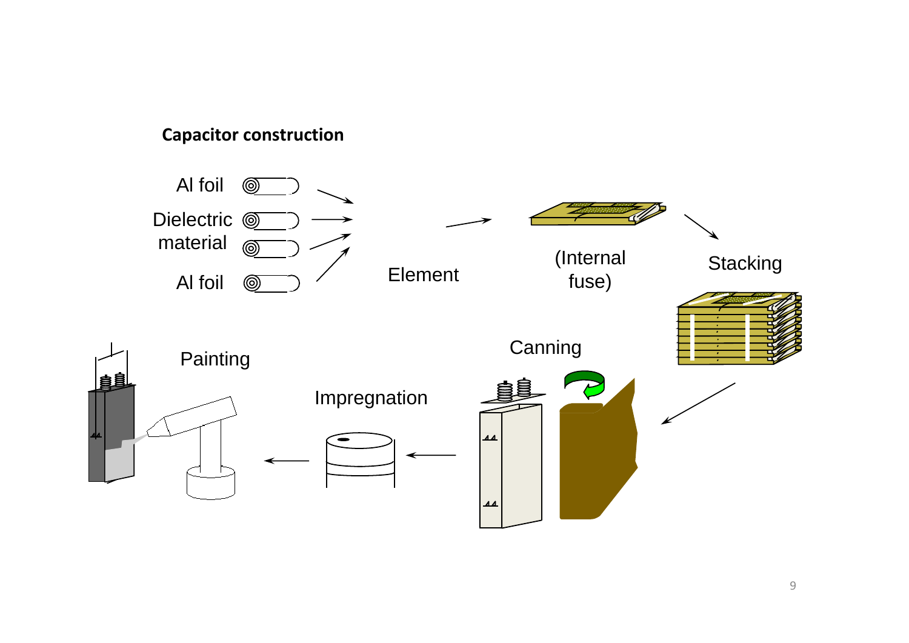**Capacitor construction**

Al foil

Dielectric material

Al foil

Element

(Internal fuse)

Stacking

Canning

Impregnation

Painting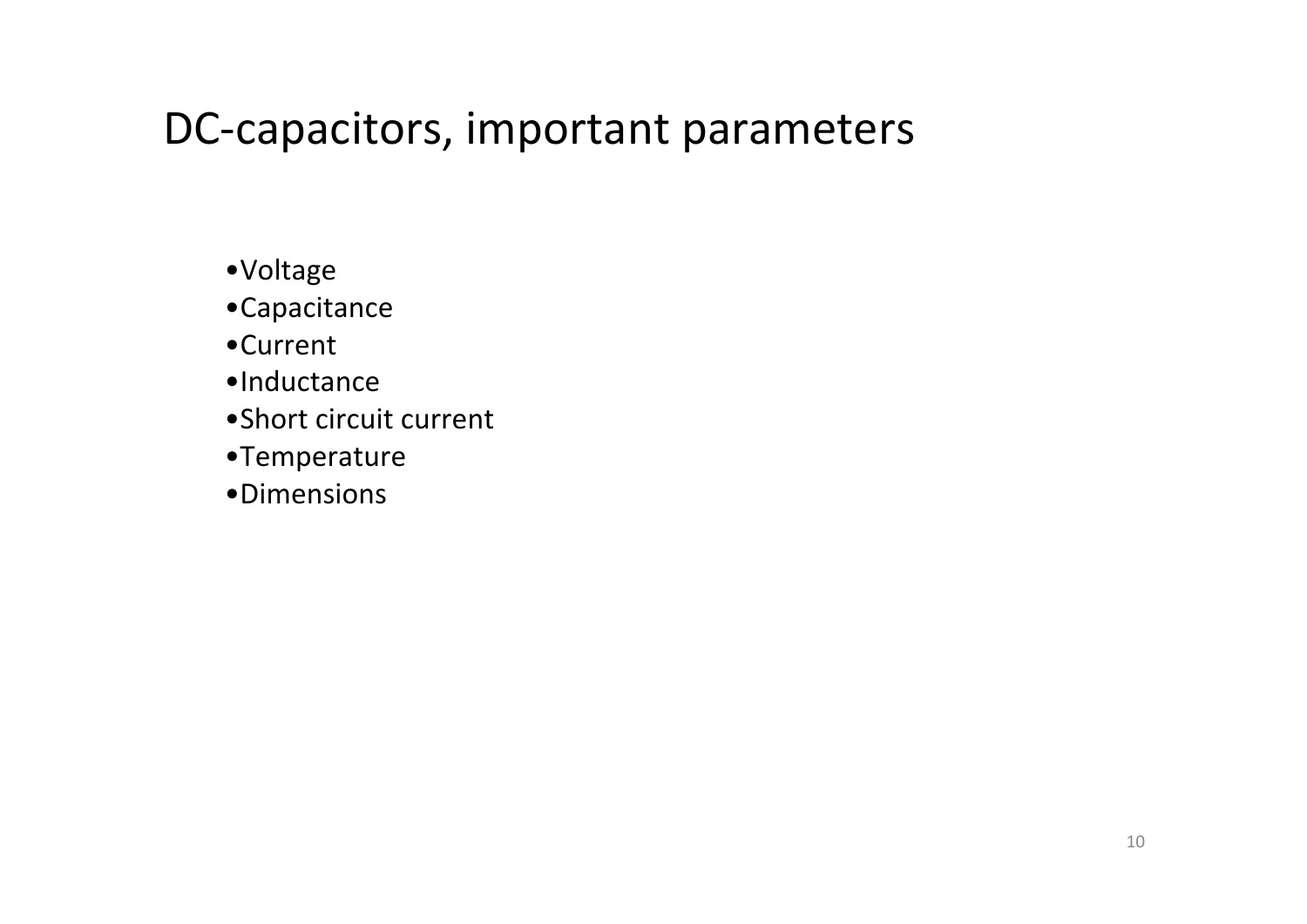# DC-capacitors, important parameters

- Voltage
- Capacitance
- Current
- Inductance
- Short circuit current
- Temperature
- Dimensions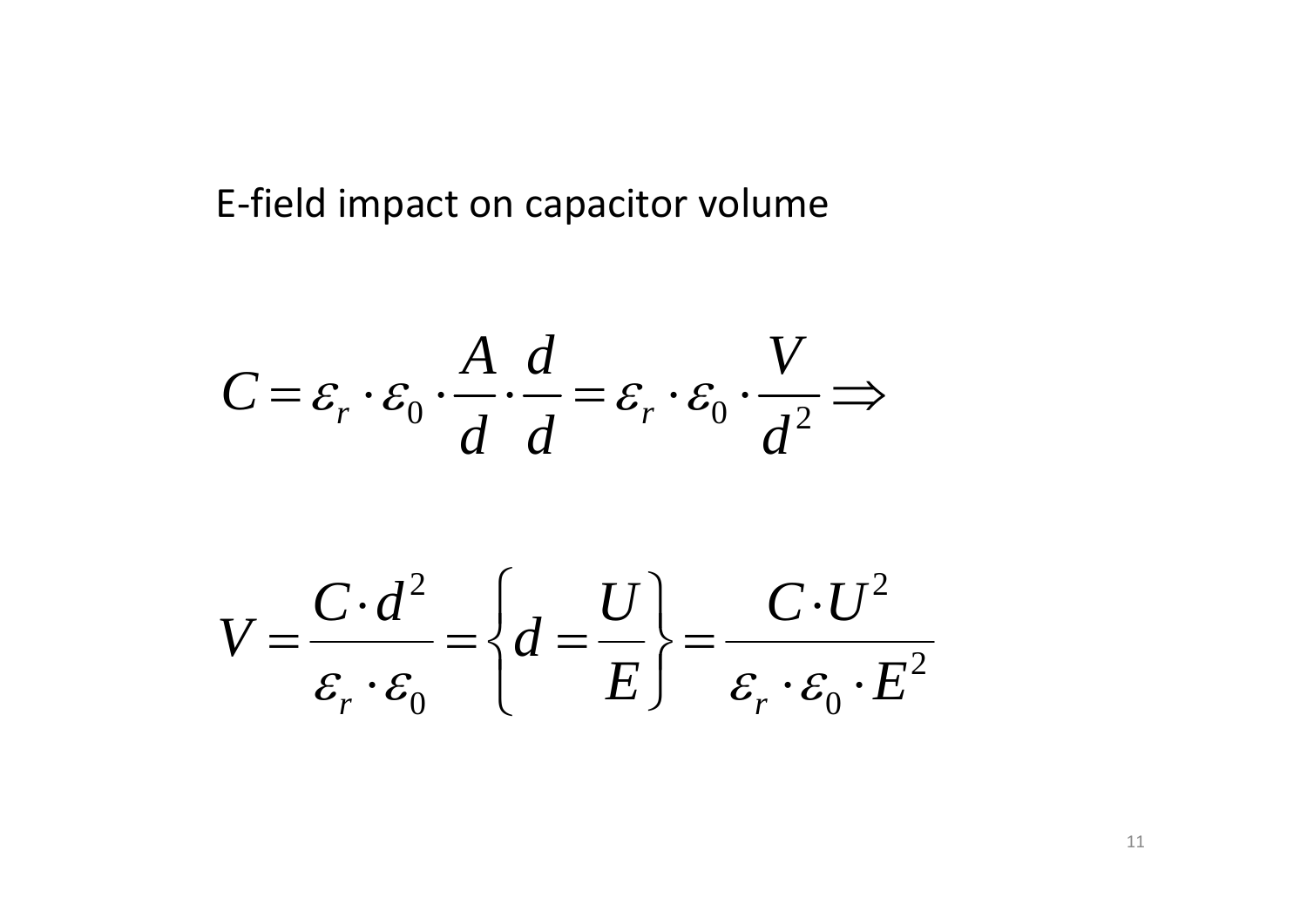E-field impact on capacitor volume

$$C = \varepsilon_r \cdot \varepsilon_0 \cdot \frac{A}{d} \cdot \frac{d}{d} = \varepsilon_r \cdot \varepsilon_0 \cdot \frac{V}{d^2} \Rightarrow$$

$$V = \frac{C \cdot d^2}{\varepsilon_r \cdot \varepsilon_0} = \left\{ d = \frac{U}{E} \right\} = \frac{C \cdot U^2}{\varepsilon_r \cdot \varepsilon_0 \cdot E^2}$$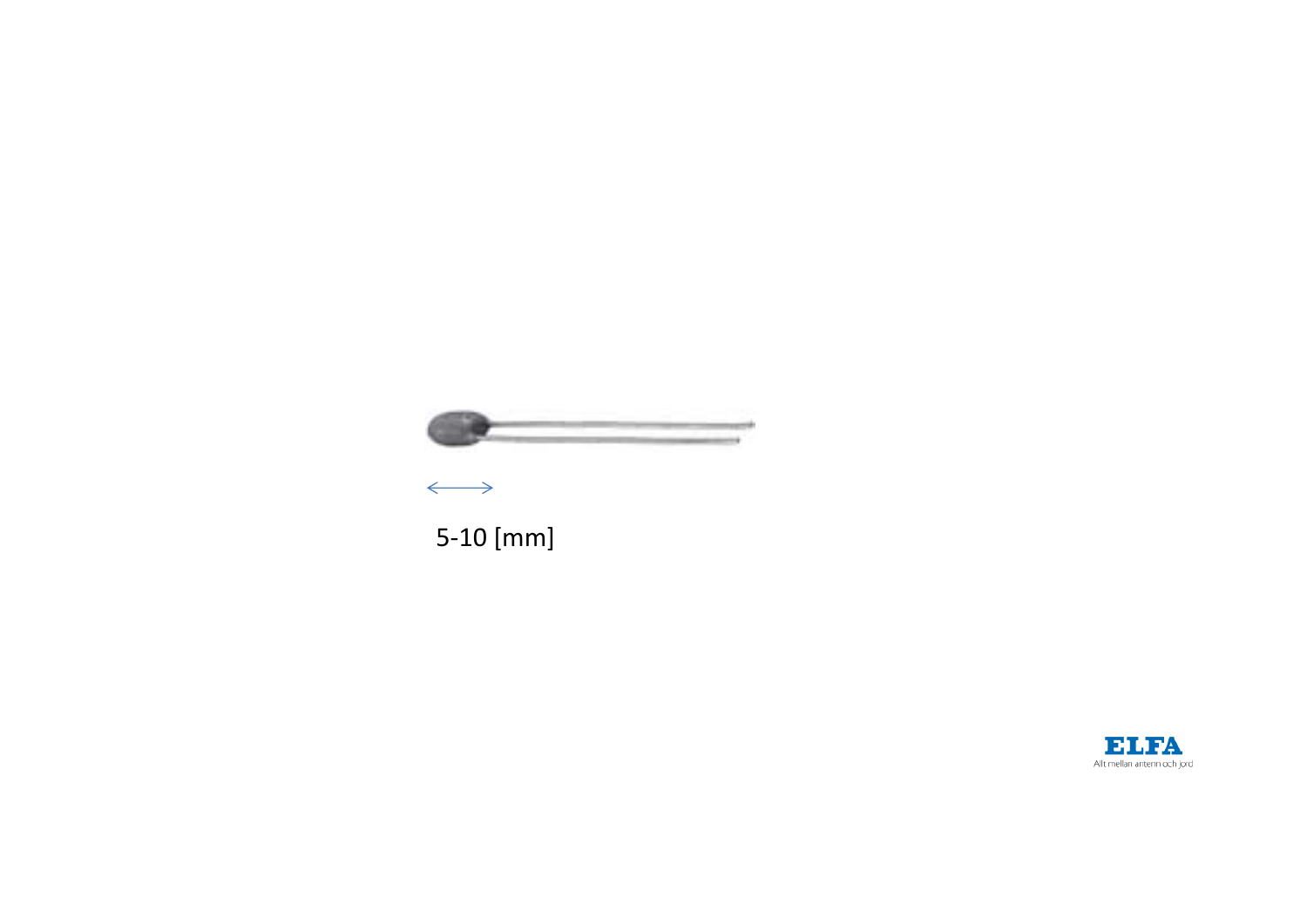5-10 [mm]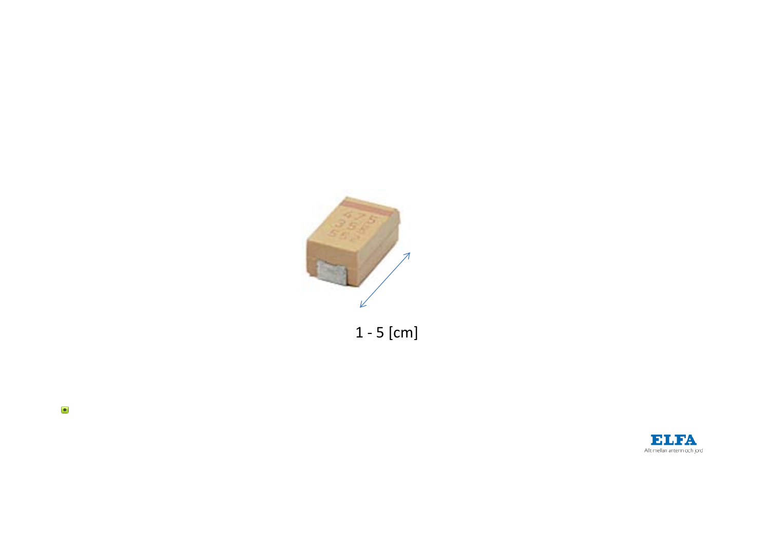1 - 5 [cm]

ELFA

Allt mellan antenn och jord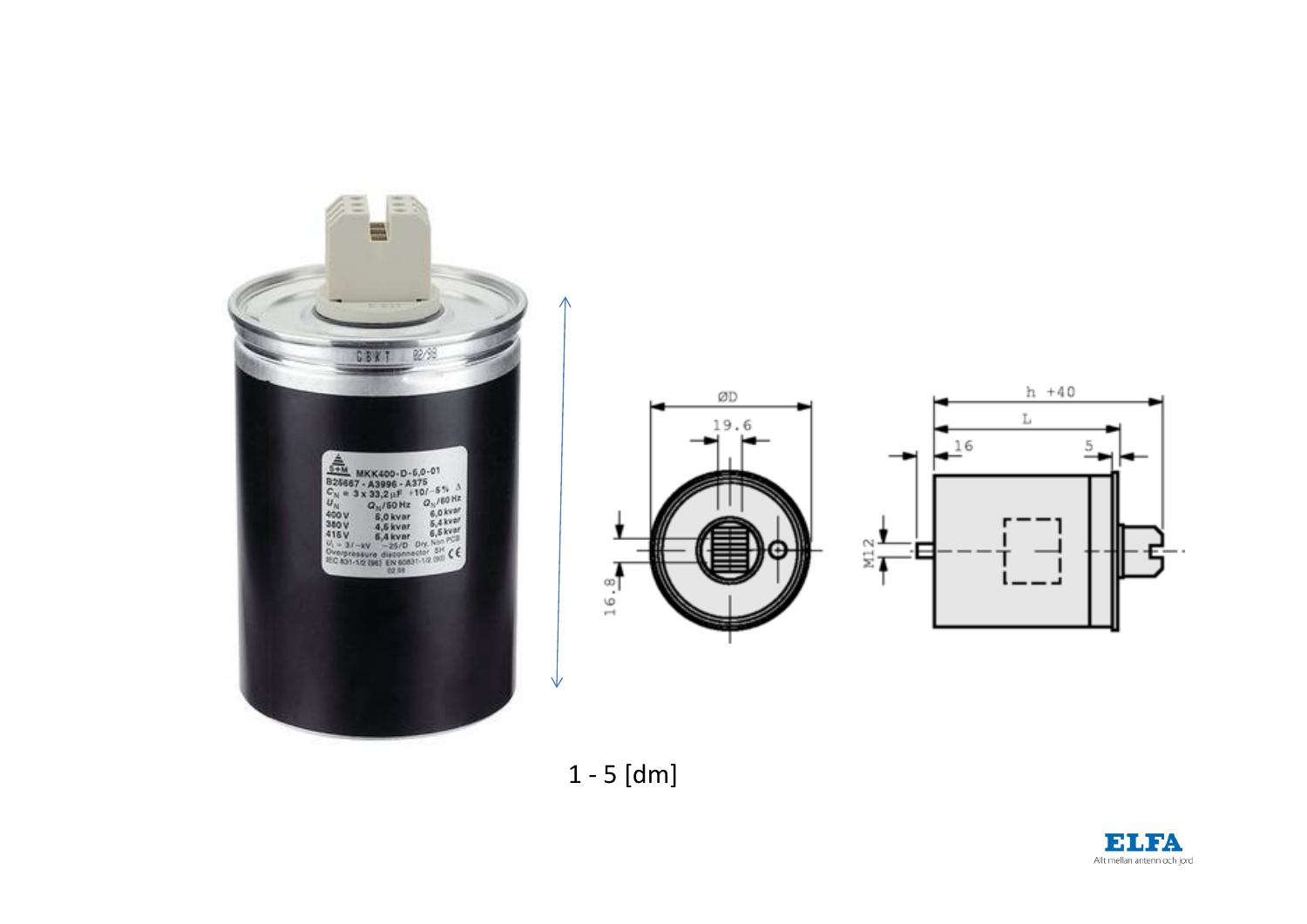1 - 5 [dm]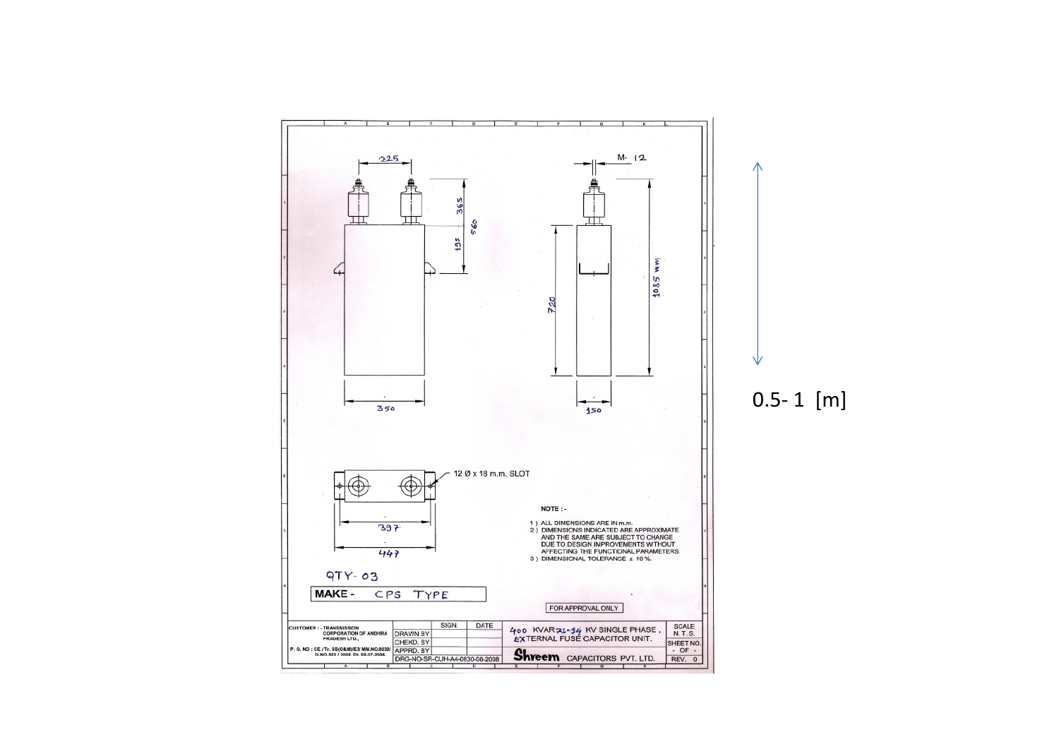225

M- 12

365

560

195

720

1085 mm

350

150

0.5- 1 [m]

12 Ø x 18 m.m. SLOT

397

447

NOTE :-

1 ) ALL DIMENSIONS ARE IN m.m.
2 ) DIMENSIONS INDICATED ARE APPROXIMATE AND THE SAME ARE SUBJECT TO CHANGE DUE TO DESIGN IMPROVEMENTS WITHOUT AFFECTING THE FUNCTIONAL PARAMETERS.
3 ) DIMENSIONAL TOLERANCE ± 10%.

QTY- 03

| MAKE - | CPS TYPE |
|---|---|

FOR APPROVAL ONLY

| CUSTOMER :- TRANSMISSION CORPORATION OF ANDHRA PRADESH LTD., P. O. NO : CE /Tr. SS(O&M)/E3/ MM.NO.0030/ D.NO.582 / 2008, Dt. 08-07-2008. | | SIGN. | DATE | 400 KVAR 21-94 KV SINGLE PHASE, EXTERNAL FUSE CAPACITOR UNIT. | SCALE N. T. S. |
|---|---|---|---|---|---|
| | DRAWN BY | | | | SHEET NO. - OF - |
| | CHEKD. BY | | | | |
| | APPRD. BY | | | **Shreem** CAPACITORS PVT. LTD. | REV. 0 |
| | DRG-NO-SR-CUH-A4-0630-08-2008 | | | | |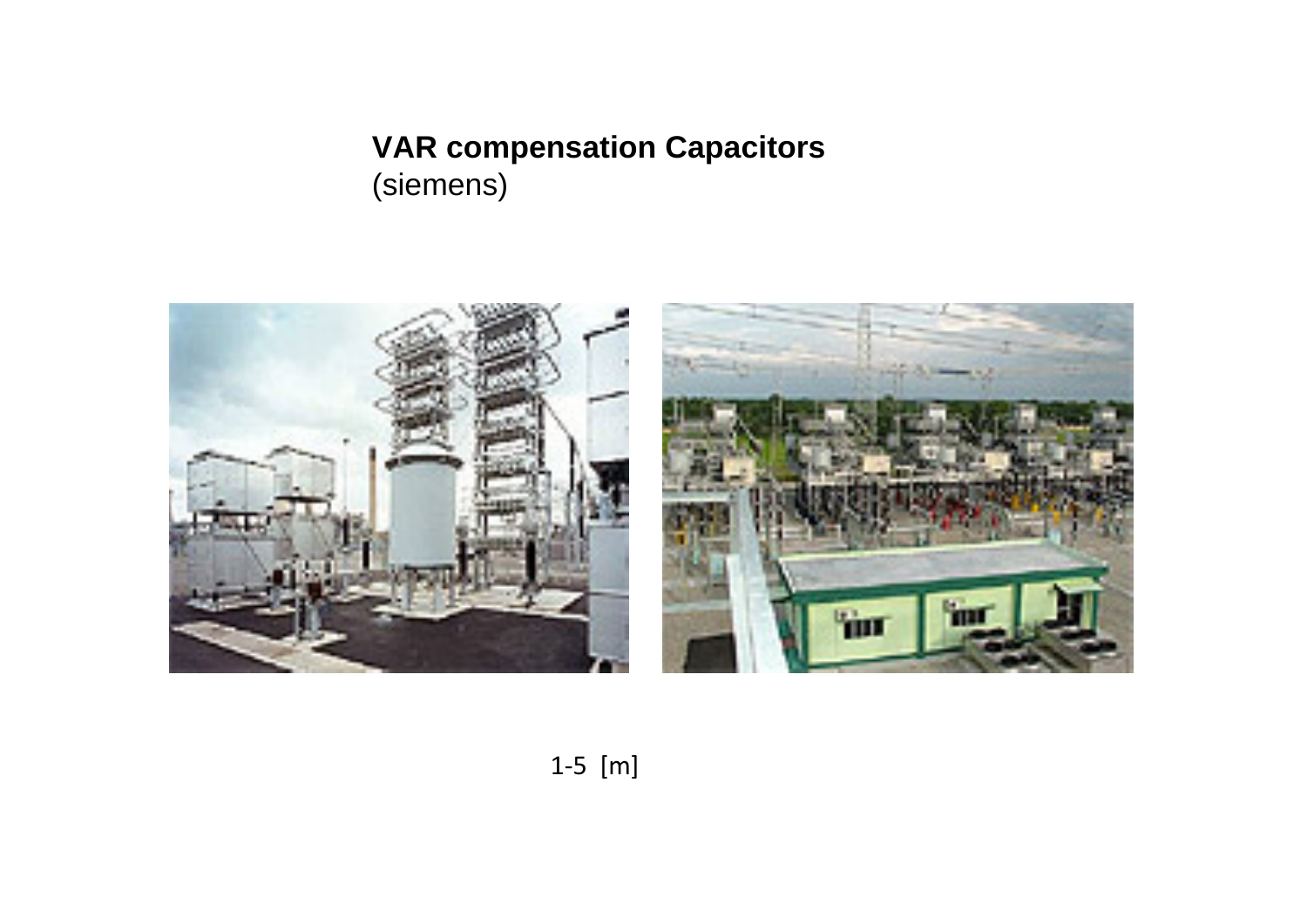**VAR compensation Capacitors**
(siemens)

1-5 [m]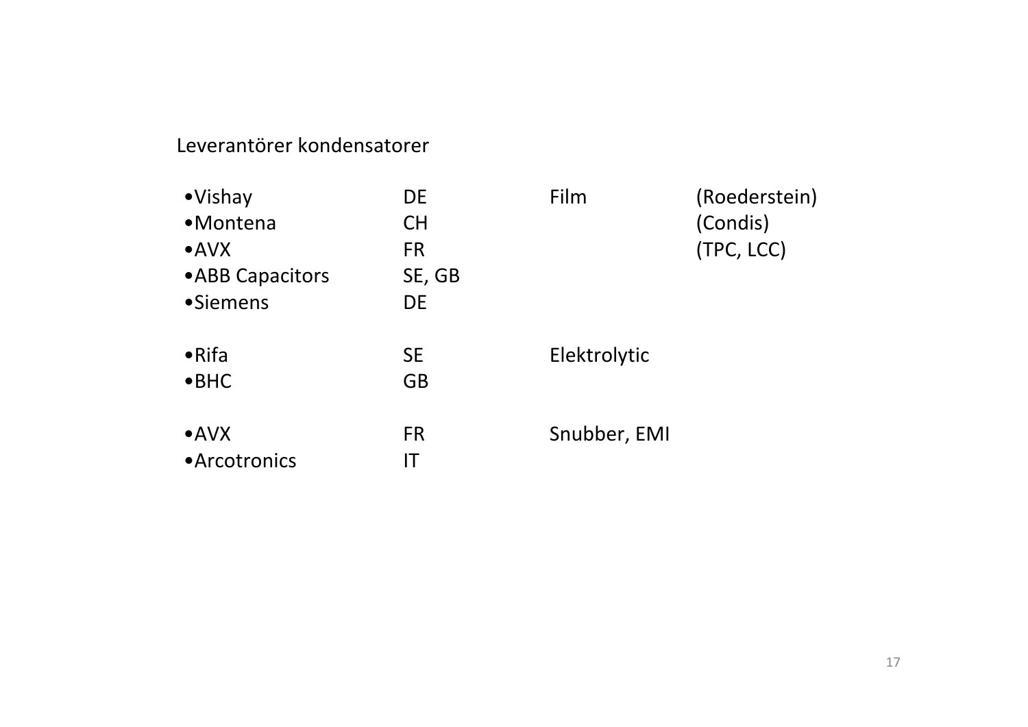Leverantörer kondensatorer

| | | | |
|---|---|---|---|
| •Vishay | DE | Film | (Roederstein) |
| •Montena | CH | | (Condis) |
| •AVX | FR | | (TPC, LCC) |
| •ABB Capacitors | SE, GB | | |
| •Siemens | DE | | |
| | | | |
| •Rifa | SE | Elektrolytic | |
| •BHC | GB | | |
| | | | |
| •AVX | FR | Snubber, EMI | |
| •Arcotronics | IT | | |